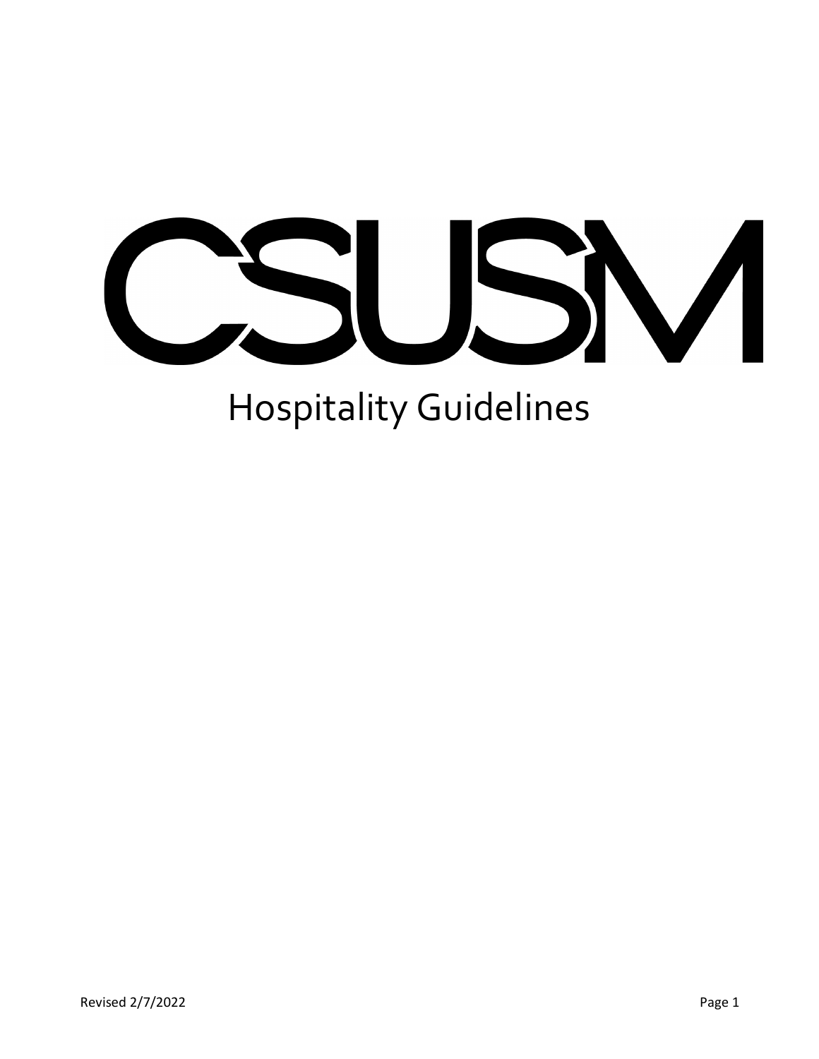# CSUSM

## Hospitality Guidelines

Revised 2/7/2022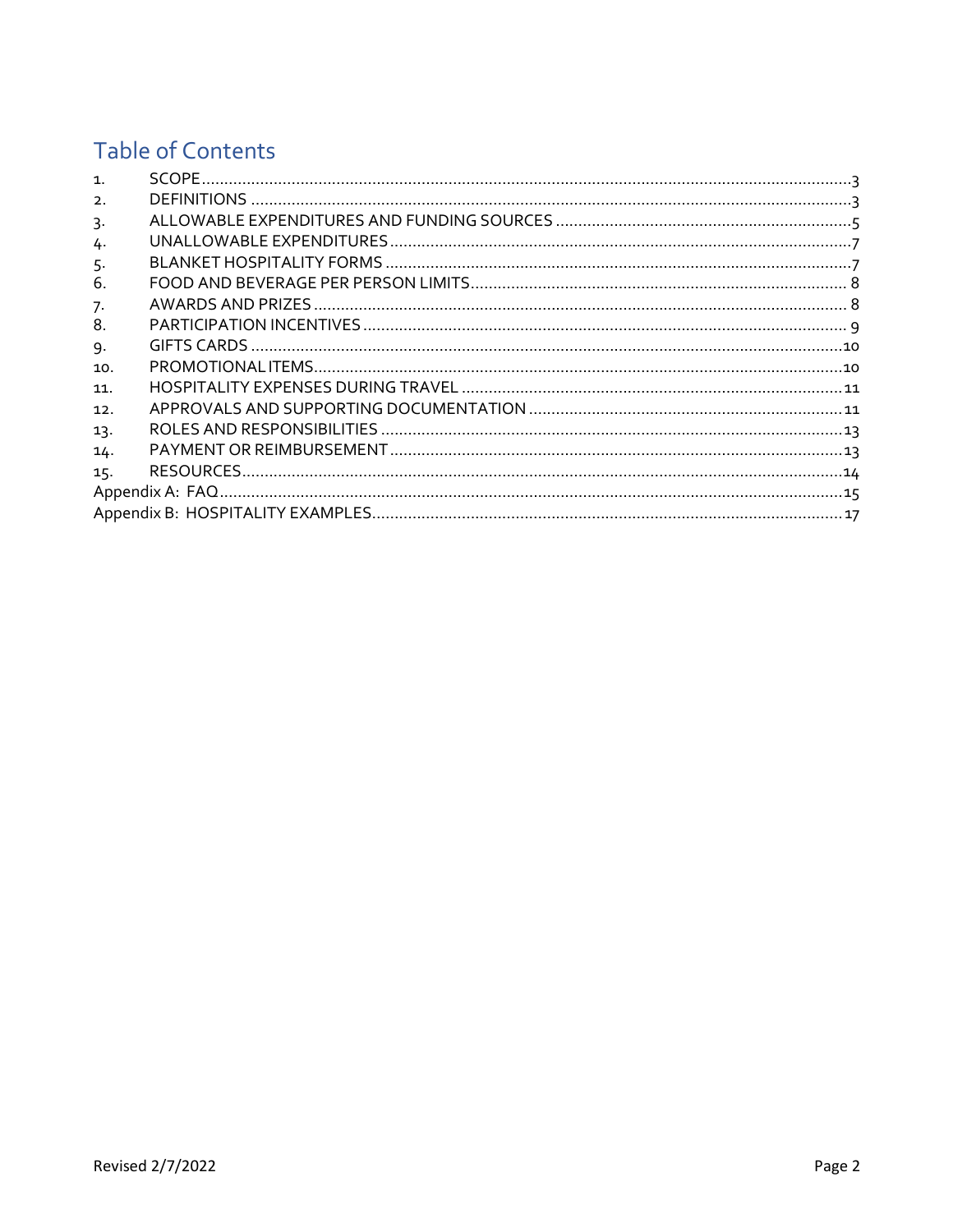# Table of Contents

1. SCOPE ........ 3
2. DEFINITIONS ........ 3
3. ALLOWABLE EXPENDITURES AND FUNDING SOURCES ........ 5
4. UNALLOWABLE EXPENDITURES ........ 7
5. BLANKET HOSPITALITY FORMS ........ 7
6. FOOD AND BEVERAGE PER PERSON LIMITS ........ 8
7. AWARDS AND PRIZES ........ 8
8. PARTICIPATION INCENTIVES ........ 9
9. GIFTS CARDS ........ 10
10. PROMOTIONAL ITEMS ........ 10
11. HOSPITALITY EXPENSES DURING TRAVEL ........ 11
12. APPROVALS AND SUPPORTING DOCUMENTATION ........ 11
13. ROLES AND RESPONSIBILITIES ........ 13
14. PAYMENT OR REIMBURSEMENT ........ 13
15. RESOURCES ........ 14

Appendix A: FAQ ........ 15

Appendix B: HOSPITALITY EXAMPLES ........ 17

Revised 2/7/2022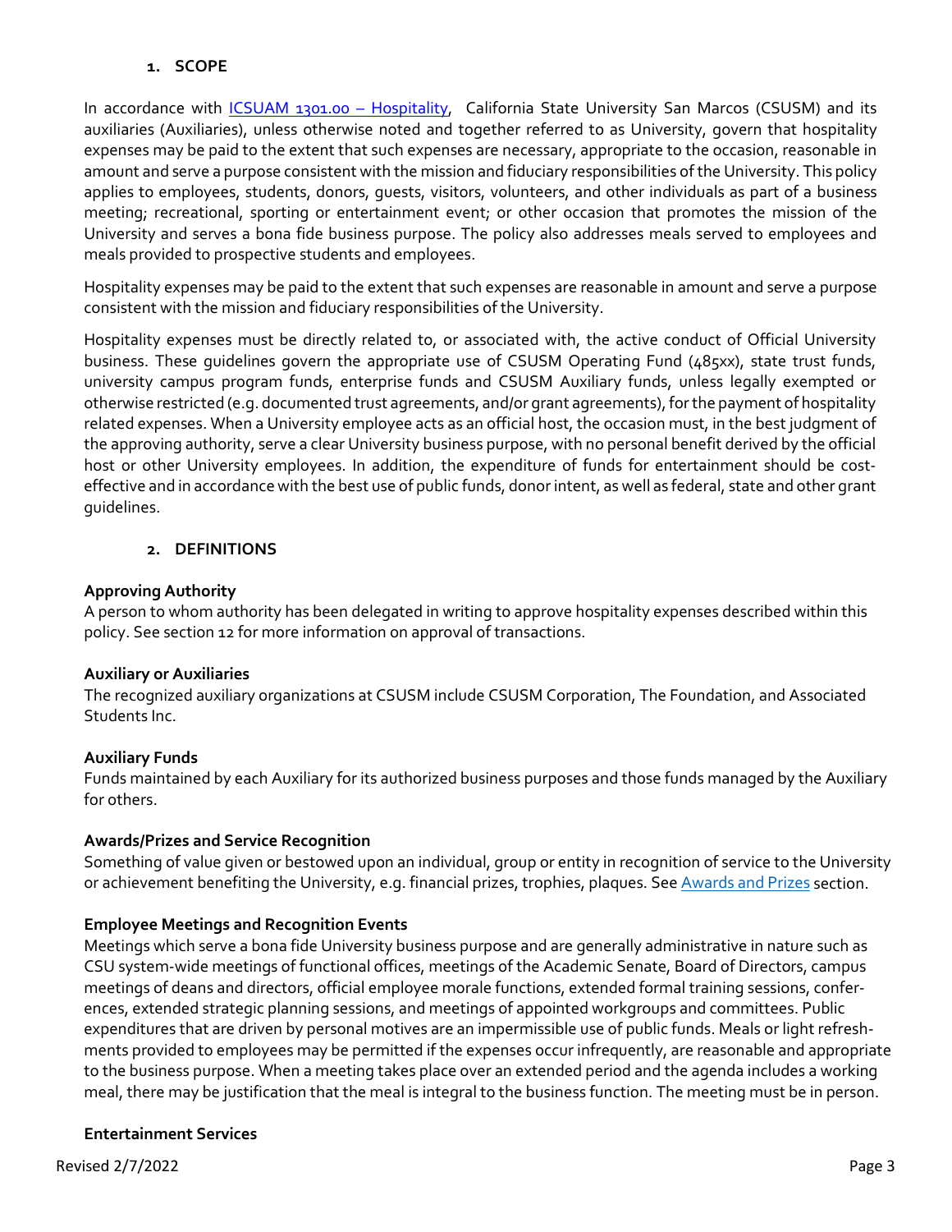## 1. SCOPE

In accordance with [ICSUAM 1301.00 – Hospitality](), California State University San Marcos (CSUSM) and its auxiliaries (Auxiliaries), unless otherwise noted and together referred to as University, govern that hospitality expenses may be paid to the extent that such expenses are necessary, appropriate to the occasion, reasonable in amount and serve a purpose consistent with the mission and fiduciary responsibilities of the University. This policy applies to employees, students, donors, guests, visitors, volunteers, and other individuals as part of a business meeting; recreational, sporting or entertainment event; or other occasion that promotes the mission of the University and serves a bona fide business purpose. The policy also addresses meals served to employees and meals provided to prospective students and employees.

Hospitality expenses may be paid to the extent that such expenses are reasonable in amount and serve a purpose consistent with the mission and fiduciary responsibilities of the University.

Hospitality expenses must be directly related to, or associated with, the active conduct of Official University business. These guidelines govern the appropriate use of CSUSM Operating Fund (485xx), state trust funds, university campus program funds, enterprise funds and CSUSM Auxiliary funds, unless legally exempted or otherwise restricted (e.g. documented trust agreements, and/or grant agreements), for the payment of hospitality related expenses. When a University employee acts as an official host, the occasion must, in the best judgment of the approving authority, serve a clear University business purpose, with no personal benefit derived by the official host or other University employees. In addition, the expenditure of funds for entertainment should be cost-effective and in accordance with the best use of public funds, donor intent, as well as federal, state and other grant guidelines.

## 2. DEFINITIONS

**Approving Authority**
A person to whom authority has been delegated in writing to approve hospitality expenses described within this policy. See section 12 for more information on approval of transactions.

**Auxiliary or Auxiliaries**
The recognized auxiliary organizations at CSUSM include CSUSM Corporation, The Foundation, and Associated Students Inc.

**Auxiliary Funds**
Funds maintained by each Auxiliary for its authorized business purposes and those funds managed by the Auxiliary for others.

**Awards/Prizes and Service Recognition**
Something of value given or bestowed upon an individual, group or entity in recognition of service to the University or achievement benefiting the University, e.g. financial prizes, trophies, plaques. See [Awards and Prizes]() section.

**Employee Meetings and Recognition Events**
Meetings which serve a bona fide University business purpose and are generally administrative in nature such as CSU system-wide meetings of functional offices, meetings of the Academic Senate, Board of Directors, campus meetings of deans and directors, official employee morale functions, extended formal training sessions, conferences, extended strategic planning sessions, and meetings of appointed workgroups and committees. Public expenditures that are driven by personal motives are an impermissible use of public funds. Meals or light refreshments provided to employees may be permitted if the expenses occur infrequently, are reasonable and appropriate to the business purpose. When a meeting takes place over an extended period and the agenda includes a working meal, there may be justification that the meal is integral to the business function. The meeting must be in person.

**Entertainment Services**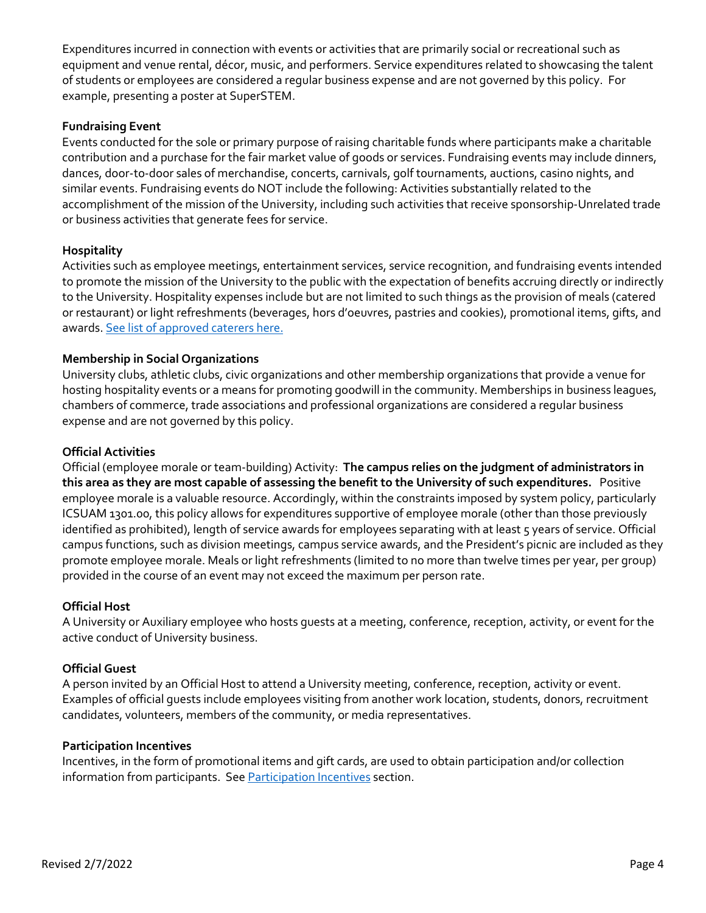Expenditures incurred in connection with events or activities that are primarily social or recreational such as equipment and venue rental, décor, music, and performers. Service expenditures related to showcasing the talent of students or employees are considered a regular business expense and are not governed by this policy. For example, presenting a poster at SuperSTEM.

**Fundraising Event**

Events conducted for the sole or primary purpose of raising charitable funds where participants make a charitable contribution and a purchase for the fair market value of goods or services. Fundraising events may include dinners, dances, door-to-door sales of merchandise, concerts, carnivals, golf tournaments, auctions, casino nights, and similar events. Fundraising events do NOT include the following: Activities substantially related to the accomplishment of the mission of the University, including such activities that receive sponsorship-Unrelated trade or business activities that generate fees for service.

**Hospitality**

Activities such as employee meetings, entertainment services, service recognition, and fundraising events intended to promote the mission of the University to the public with the expectation of benefits accruing directly or indirectly to the University. Hospitality expenses include but are not limited to such things as the provision of meals (catered or restaurant) or light refreshments (beverages, hors d'oeuvres, pastries and cookies), promotional items, gifts, and awards. [See list of approved caterers here.]

**Membership in Social Organizations**

University clubs, athletic clubs, civic organizations and other membership organizations that provide a venue for hosting hospitality events or a means for promoting goodwill in the community. Memberships in business leagues, chambers of commerce, trade associations and professional organizations are considered a regular business expense and are not governed by this policy.

**Official Activities**

Official (employee morale or team-building) Activity: **The campus relies on the judgment of administrators in this area as they are most capable of assessing the benefit to the University of such expenditures.** Positive employee morale is a valuable resource. Accordingly, within the constraints imposed by system policy, particularly ICSUAM 1301.00, this policy allows for expenditures supportive of employee morale (other than those previously identified as prohibited), length of service awards for employees separating with at least 5 years of service. Official campus functions, such as division meetings, campus service awards, and the President's picnic are included as they promote employee morale. Meals or light refreshments (limited to no more than twelve times per year, per group) provided in the course of an event may not exceed the maximum per person rate.

**Official Host**

A University or Auxiliary employee who hosts guests at a meeting, conference, reception, activity, or event for the active conduct of University business.

**Official Guest**

A person invited by an Official Host to attend a University meeting, conference, reception, activity or event. Examples of official guests include employees visiting from another work location, students, donors, recruitment candidates, volunteers, members of the community, or media representatives.

**Participation Incentives**

Incentives, in the form of promotional items and gift cards, are used to obtain participation and/or collection information from participants. See [Participation Incentives] section.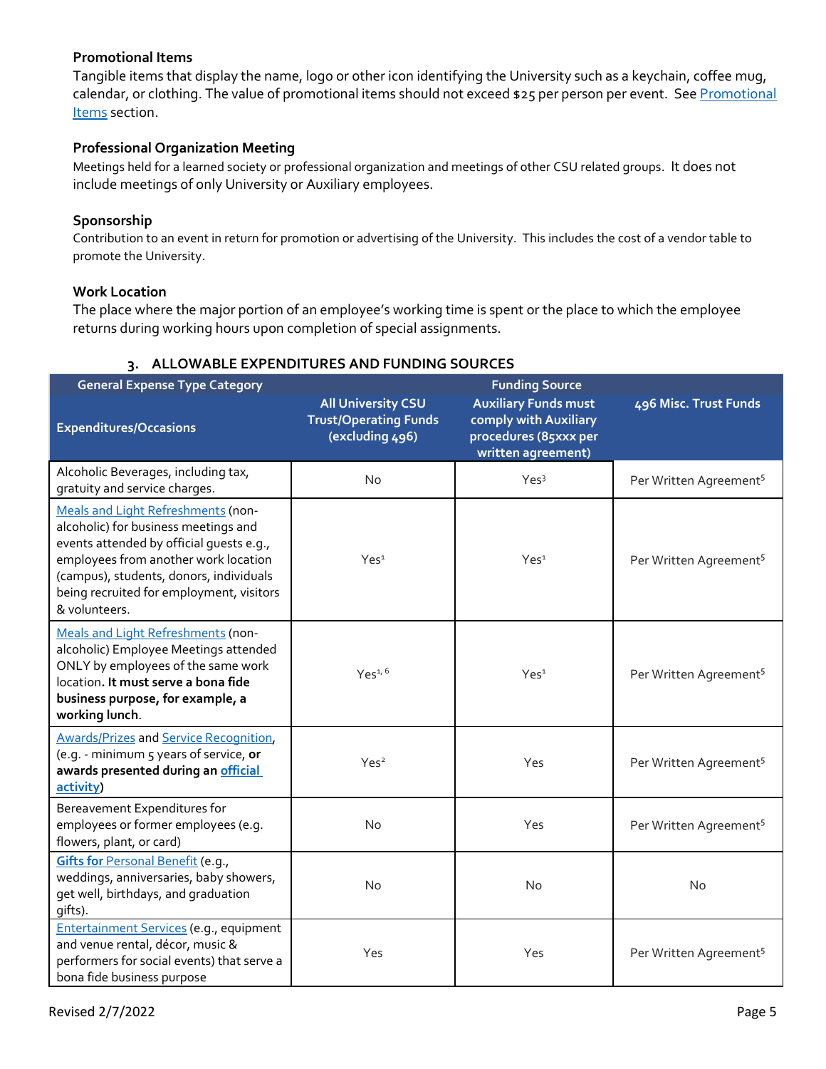### Promotional Items

Tangible items that display the name, logo or other icon identifying the University such as a keychain, coffee mug, calendar, or clothing. The value of promotional items should not exceed $25 per person per event. See Promotional Items section.

### Professional Organization Meeting

Meetings held for a learned society or professional organization and meetings of other CSU related groups. It does not include meetings of only University or Auxiliary employees.

### Sponsorship

Contribution to an event in return for promotion or advertising of the University. This includes the cost of a vendor table to promote the University.

### Work Location

The place where the major portion of an employee's working time is spent or the place to which the employee returns during working hours upon completion of special assignments.

## 3. ALLOWABLE EXPENDITURES AND FUNDING SOURCES

| General Expense Type Category | Funding Source | | |
|---|---|---|---|
| Expenditures/Occasions | All University CSU Trust/Operating Funds (excluding 496) | Auxiliary Funds must comply with Auxiliary procedures (85xxx per written agreement) | 496 Misc. Trust Funds |
| Alcoholic Beverages, including tax, gratuity and service charges. | No | Yes[3] | Per Written Agreement[5] |
| Meals and Light Refreshments (non-alcoholic) for business meetings and events attended by official guests e.g., employees from another work location (campus), students, donors, individuals being recruited for employment, visitors & volunteers. | Yes[1] | Yes[1] | Per Written Agreement[5] |
| Meals and Light Refreshments (non-alcoholic) Employee Meetings attended ONLY by employees of the same work location. **It must serve a bona fide business purpose, for example, a working lunch**. | Yes[1, 6] | Yes[1] | Per Written Agreement[5] |
| Awards/Prizes and Service Recognition, (e.g. - minimum 5 years of service, **or awards presented during an official activity**) | Yes[2] | Yes | Per Written Agreement[5] |
| Bereavement Expenditures for employees or former employees (e.g. flowers, plant, or card) | No | Yes | Per Written Agreement[5] |
| **Gifts for** Personal Benefit (e.g., weddings, anniversaries, baby showers, get well, birthdays, and graduation gifts). | No | No | No |
| Entertainment Services (e.g., equipment and venue rental, décor, music & performers for social events) that serve a bona fide business purpose | Yes | Yes | Per Written Agreement[5] |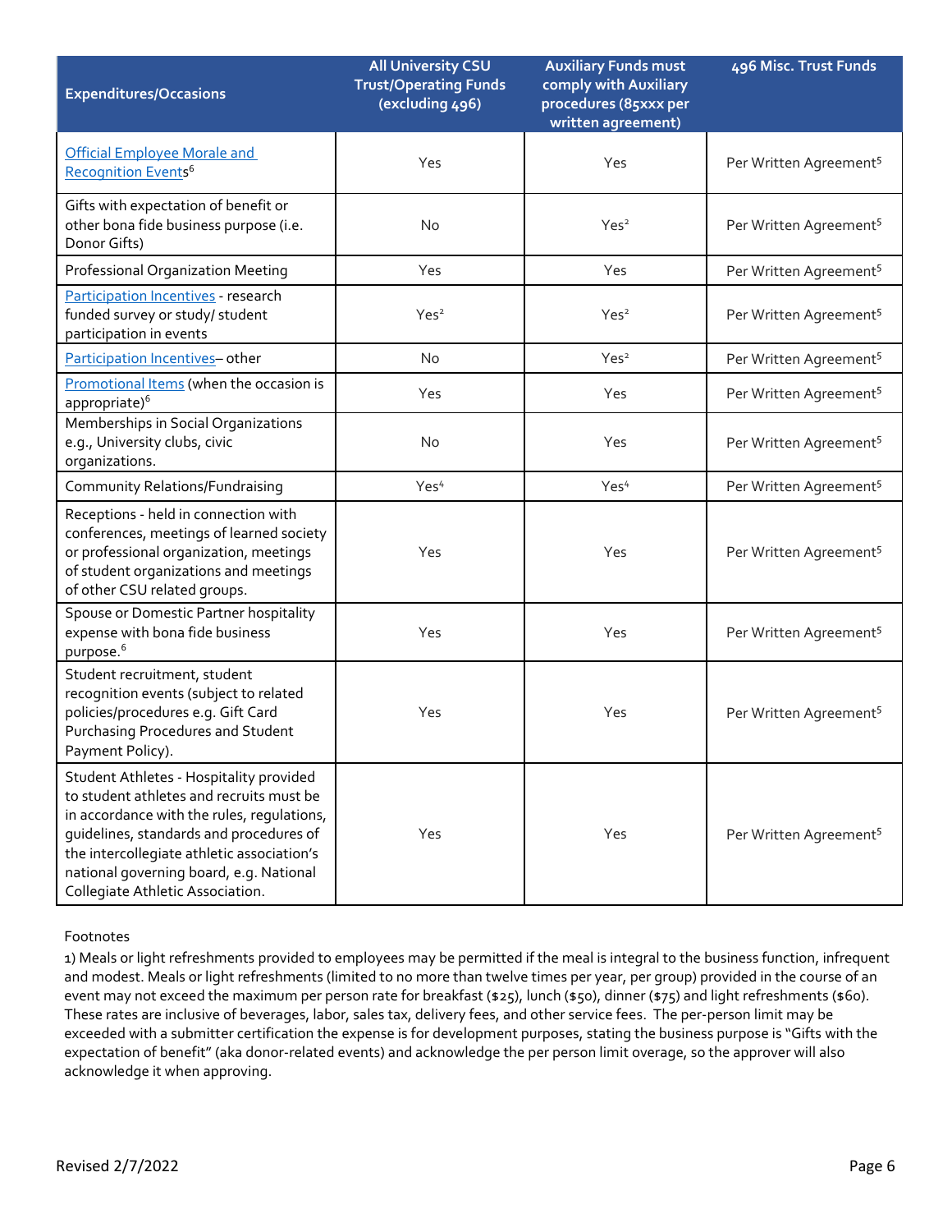| Expenditures/Occasions | All University CSU Trust/Operating Funds (excluding 496) | Auxiliary Funds must comply with Auxiliary procedures (85xxx per written agreement) | 496 Misc. Trust Funds |
|---|---|---|---|
| Official Employee Morale and Recognition Events[6] | Yes | Yes | Per Written Agreement[5] |
| Gifts with expectation of benefit or other bona fide business purpose (i.e. Donor Gifts) | No | Yes[2] | Per Written Agreement[5] |
| Professional Organization Meeting | Yes | Yes | Per Written Agreement[5] |
| Participation Incentives - research funded survey or study/ student participation in events | Yes[2] | Yes[2] | Per Written Agreement[5] |
| Participation Incentives– other | No | Yes[2] | Per Written Agreement[5] |
| Promotional Items (when the occasion is appropriate)[6] | Yes | Yes | Per Written Agreement[5] |
| Memberships in Social Organizations e.g., University clubs, civic organizations. | No | Yes | Per Written Agreement[5] |
| Community Relations/Fundraising | Yes[4] | Yes[4] | Per Written Agreement[5] |
| Receptions - held in connection with conferences, meetings of learned society or professional organization, meetings of student organizations and meetings of other CSU related groups. | Yes | Yes | Per Written Agreement[5] |
| Spouse or Domestic Partner hospitality expense with bona fide business purpose.[6] | Yes | Yes | Per Written Agreement[5] |
| Student recruitment, student recognition events (subject to related policies/procedures e.g. Gift Card Purchasing Procedures and Student Payment Policy). | Yes | Yes | Per Written Agreement[5] |
| Student Athletes - Hospitality provided to student athletes and recruits must be in accordance with the rules, regulations, guidelines, standards and procedures of the intercollegiate athletic association's national governing board, e.g. National Collegiate Athletic Association. | Yes | Yes | Per Written Agreement[5] |

Footnotes

1) Meals or light refreshments provided to employees may be permitted if the meal is integral to the business function, infrequent and modest. Meals or light refreshments (limited to no more than twelve times per year, per group) provided in the course of an event may not exceed the maximum per person rate for breakfast ($25), lunch ($50), dinner ($75) and light refreshments ($60). These rates are inclusive of beverages, labor, sales tax, delivery fees, and other service fees. The per-person limit may be exceeded with a submitter certification the expense is for development purposes, stating the business purpose is "Gifts with the expectation of benefit" (aka donor-related events) and acknowledge the per person limit overage, so the approver will also acknowledge it when approving.

Revised 2/7/2022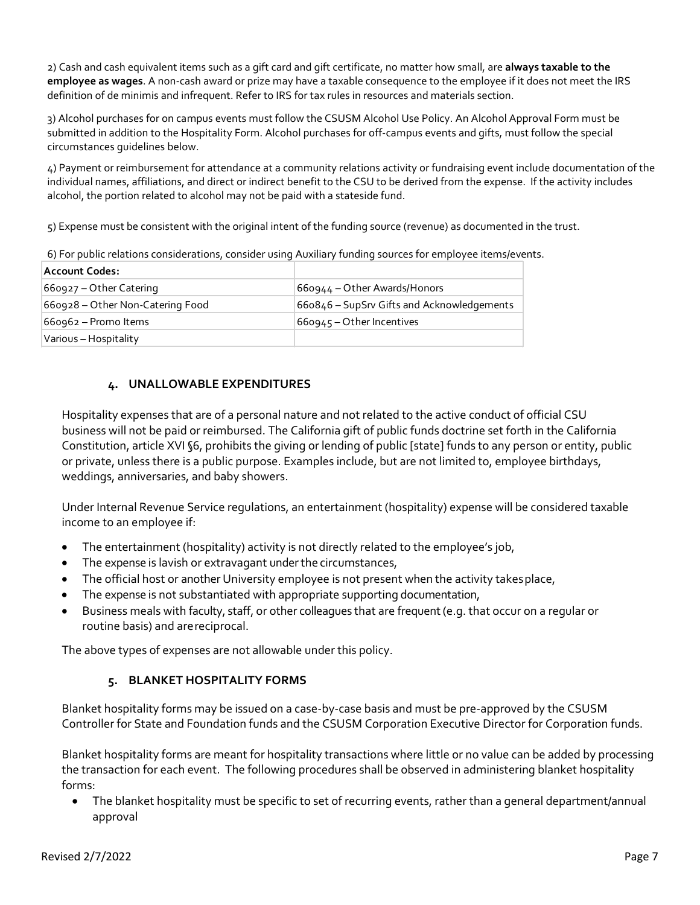2) Cash and cash equivalent items such as a gift card and gift certificate, no matter how small, are **always taxable to the employee as wages**. A non-cash award or prize may have a taxable consequence to the employee if it does not meet the IRS definition of de minimis and infrequent. Refer to IRS for tax rules in resources and materials section.

3) Alcohol purchases for on campus events must follow the CSUSM Alcohol Use Policy. An Alcohol Approval Form must be submitted in addition to the Hospitality Form. Alcohol purchases for off-campus events and gifts, must follow the special circumstances guidelines below.

4) Payment or reimbursement for attendance at a community relations activity or fundraising event include documentation of the individual names, affiliations, and direct or indirect benefit to the CSU to be derived from the expense. If the activity includes alcohol, the portion related to alcohol may not be paid with a stateside fund.

5) Expense must be consistent with the original intent of the funding source (revenue) as documented in the trust.

6) For public relations considerations, consider using Auxiliary funding sources for employee items/events.

| **Account Codes:** | |
|---|---|
| 660927 – Other Catering | 660944 – Other Awards/Honors |
| 660928 – Other Non-Catering Food | 660846 – SupSrv Gifts and Acknowledgements |
| 660962 – Promo Items | 660945 – Other Incentives |
| Various – Hospitality | |

## 4. UNALLOWABLE EXPENDITURES

Hospitality expenses that are of a personal nature and not related to the active conduct of official CSU business will not be paid or reimbursed. The California gift of public funds doctrine set forth in the California Constitution, article XVI §6, prohibits the giving or lending of public [state] funds to any person or entity, public or private, unless there is a public purpose. Examples include, but are not limited to, employee birthdays, weddings, anniversaries, and baby showers.

Under Internal Revenue Service regulations, an entertainment (hospitality) expense will be considered taxable income to an employee if:

- The entertainment (hospitality) activity is not directly related to the employee's job,
- The expense is lavish or extravagant under the circumstances,
- The official host or another University employee is not present when the activity takes place,
- The expense is not substantiated with appropriate supporting documentation,
- Business meals with faculty, staff, or other colleagues that are frequent (e.g. that occur on a regular or routine basis) and are reciprocal.

The above types of expenses are not allowable under this policy.

## 5. BLANKET HOSPITALITY FORMS

Blanket hospitality forms may be issued on a case-by-case basis and must be pre-approved by the CSUSM Controller for State and Foundation funds and the CSUSM Corporation Executive Director for Corporation funds.

Blanket hospitality forms are meant for hospitality transactions where little or no value can be added by processing the transaction for each event. The following procedures shall be observed in administering blanket hospitality forms:

- The blanket hospitality must be specific to set of recurring events, rather than a general department/annual approval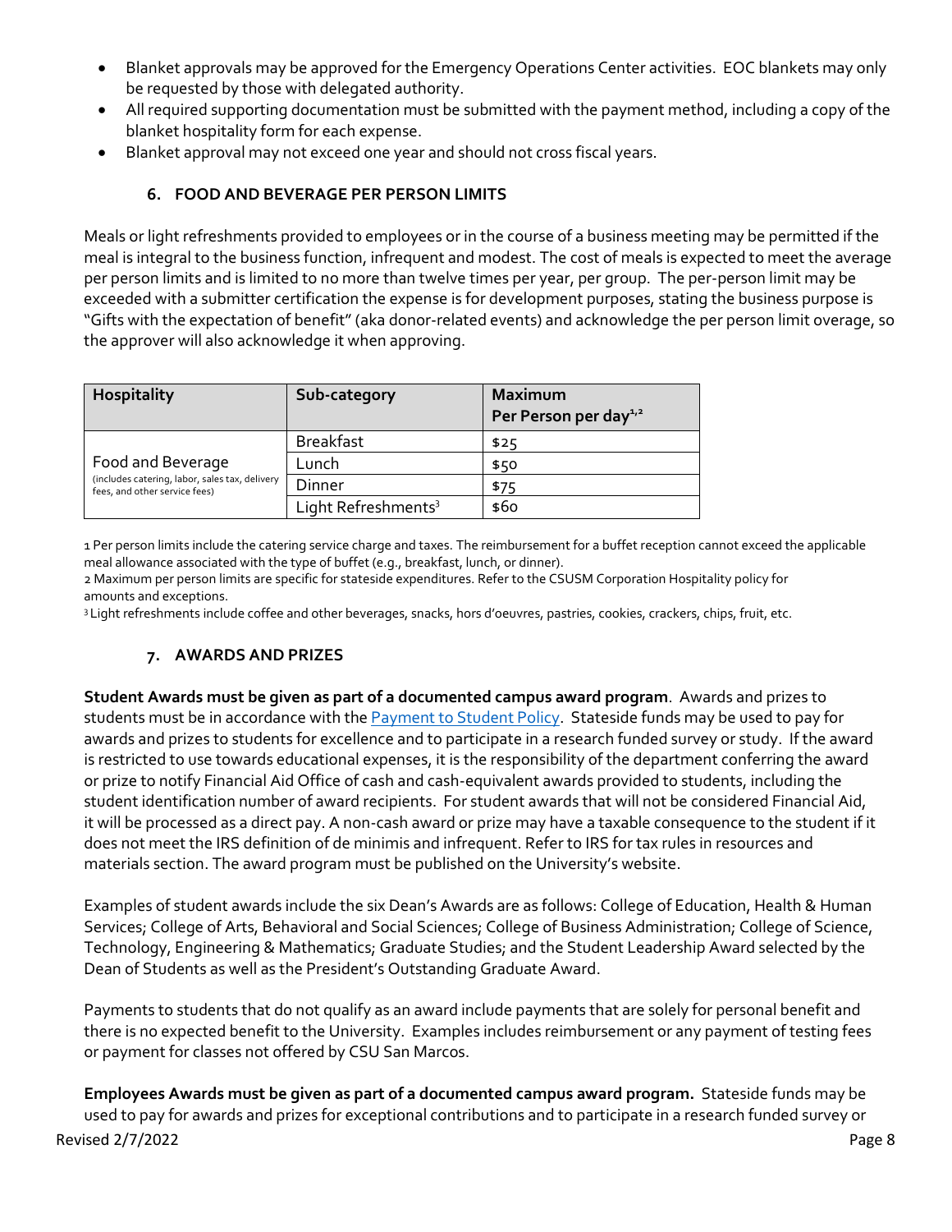- Blanket approvals may be approved for the Emergency Operations Center activities. EOC blankets may only be requested by those with delegated authority.
- All required supporting documentation must be submitted with the payment method, including a copy of the blanket hospitality form for each expense.
- Blanket approval may not exceed one year and should not cross fiscal years.

## 6. FOOD AND BEVERAGE PER PERSON LIMITS

Meals or light refreshments provided to employees or in the course of a business meeting may be permitted if the meal is integral to the business function, infrequent and modest. The cost of meals is expected to meet the average per person limits and is limited to no more than twelve times per year, per group. The per-person limit may be exceeded with a submitter certification the expense is for development purposes, stating the business purpose is "Gifts with the expectation of benefit" (aka donor-related events) and acknowledge the per person limit overage, so the approver will also acknowledge it when approving.

| Hospitality | Sub-category | Maximum Per Person per day[1,2] |
|---|---|---|
| Food and Beverage (includes catering, labor, sales tax, delivery fees, and other service fees) | Breakfast | $25 |
| | Lunch | $50 |
| | Dinner | $75 |
| | Light Refreshments[3] | $60 |

1 Per person limits include the catering service charge and taxes. The reimbursement for a buffet reception cannot exceed the applicable meal allowance associated with the type of buffet (e.g., breakfast, lunch, or dinner).
2 Maximum per person limits are specific for stateside expenditures. Refer to the CSUSM Corporation Hospitality policy for amounts and exceptions.
3 Light refreshments include coffee and other beverages, snacks, hors d'oeuvres, pastries, cookies, crackers, chips, fruit, etc.

## 7. AWARDS AND PRIZES

**Student Awards must be given as part of a documented campus award program**. Awards and prizes to students must be in accordance with the Payment to Student Policy. Stateside funds may be used to pay for awards and prizes to students for excellence and to participate in a research funded survey or study. If the award is restricted to use towards educational expenses, it is the responsibility of the department conferring the award or prize to notify Financial Aid Office of cash and cash-equivalent awards provided to students, including the student identification number of award recipients. For student awards that will not be considered Financial Aid, it will be processed as a direct pay. A non-cash award or prize may have a taxable consequence to the student if it does not meet the IRS definition of de minimis and infrequent. Refer to IRS for tax rules in resources and materials section. The award program must be published on the University's website.

Examples of student awards include the six Dean's Awards are as follows: College of Education, Health & Human Services; College of Arts, Behavioral and Social Sciences; College of Business Administration; College of Science, Technology, Engineering & Mathematics; Graduate Studies; and the Student Leadership Award selected by the Dean of Students as well as the President's Outstanding Graduate Award.

Payments to students that do not qualify as an award include payments that are solely for personal benefit and there is no expected benefit to the University. Examples includes reimbursement or any payment of testing fees or payment for classes not offered by CSU San Marcos.

**Employees Awards must be given as part of a documented campus award program.** Stateside funds may be used to pay for awards and prizes for exceptional contributions and to participate in a research funded survey or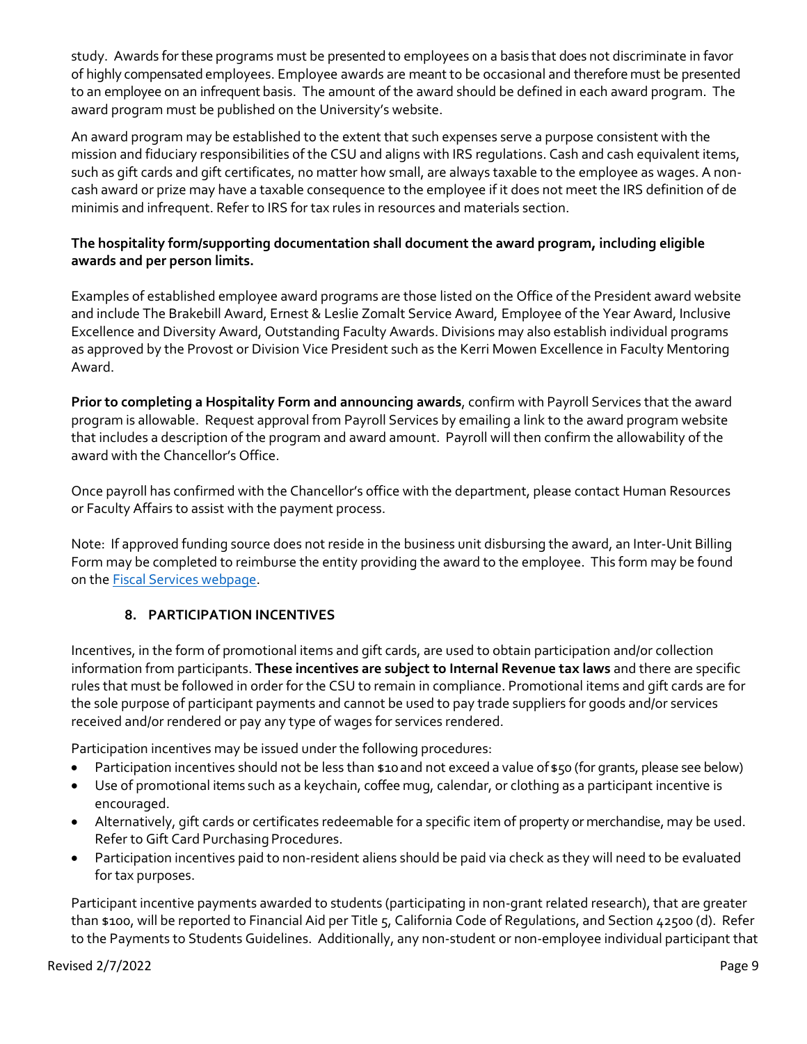study. Awards for these programs must be presented to employees on a basis that does not discriminate in favor of highly compensated employees. Employee awards are meant to be occasional and therefore must be presented to an employee on an infrequent basis. The amount of the award should be defined in each award program. The award program must be published on the University's website.

An award program may be established to the extent that such expenses serve a purpose consistent with the mission and fiduciary responsibilities of the CSU and aligns with IRS regulations. Cash and cash equivalent items, such as gift cards and gift certificates, no matter how small, are always taxable to the employee as wages. A non-cash award or prize may have a taxable consequence to the employee if it does not meet the IRS definition of de minimis and infrequent. Refer to IRS for tax rules in resources and materials section.

**The hospitality form/supporting documentation shall document the award program, including eligible awards and per person limits.**

Examples of established employee award programs are those listed on the Office of the President award website and include The Brakebill Award, Ernest & Leslie Zomalt Service Award, Employee of the Year Award, Inclusive Excellence and Diversity Award, Outstanding Faculty Awards. Divisions may also establish individual programs as approved by the Provost or Division Vice President such as the Kerri Mowen Excellence in Faculty Mentoring Award.

**Prior to completing a Hospitality Form and announcing awards**, confirm with Payroll Services that the award program is allowable. Request approval from Payroll Services by emailing a link to the award program website that includes a description of the program and award amount. Payroll will then confirm the allowability of the award with the Chancellor's Office.

Once payroll has confirmed with the Chancellor's office with the department, please contact Human Resources or Faculty Affairs to assist with the payment process.

Note: If approved funding source does not reside in the business unit disbursing the award, an Inter-Unit Billing Form may be completed to reimburse the entity providing the award to the employee. This form may be found on the Fiscal Services webpage.

### 8. PARTICIPATION INCENTIVES

Incentives, in the form of promotional items and gift cards, are used to obtain participation and/or collection information from participants. **These incentives are subject to Internal Revenue tax laws** and there are specific rules that must be followed in order for the CSU to remain in compliance. Promotional items and gift cards are for the sole purpose of participant payments and cannot be used to pay trade suppliers for goods and/or services received and/or rendered or pay any type of wages for services rendered.

Participation incentives may be issued under the following procedures:

- Participation incentives should not be less than $10 and not exceed a value of $50 (for grants, please see below)
- Use of promotional items such as a keychain, coffee mug, calendar, or clothing as a participant incentive is encouraged.
- Alternatively, gift cards or certificates redeemable for a specific item of property or merchandise, may be used. Refer to Gift Card Purchasing Procedures.
- Participation incentives paid to non-resident aliens should be paid via check as they will need to be evaluated for tax purposes.

Participant incentive payments awarded to students (participating in non-grant related research), that are greater than $100, will be reported to Financial Aid per Title 5, California Code of Regulations, and Section 42500 (d). Refer to the Payments to Students Guidelines. Additionally, any non-student or non-employee individual participant that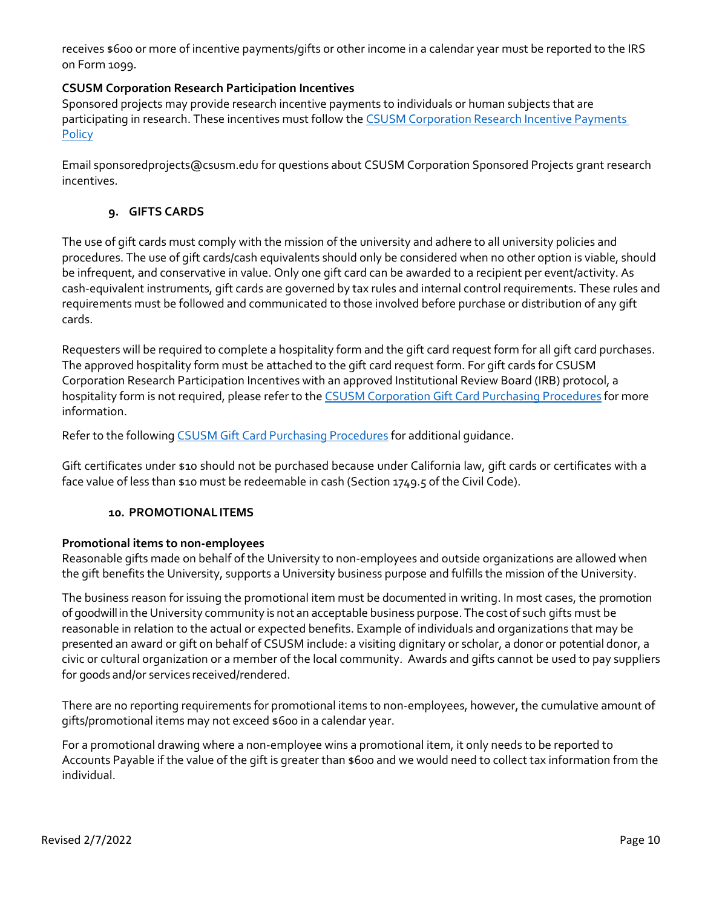receives $600 or more of incentive payments/gifts or other income in a calendar year must be reported to the IRS on Form 1099.

**CSUSM Corporation Research Participation Incentives**
Sponsored projects may provide research incentive payments to individuals or human subjects that are participating in research. These incentives must follow the CSUSM Corporation Research Incentive Payments Policy

Email sponsoredprojects@csusm.edu for questions about CSUSM Corporation Sponsored Projects grant research incentives.

## 9. GIFTS CARDS

The use of gift cards must comply with the mission of the university and adhere to all university policies and procedures. The use of gift cards/cash equivalents should only be considered when no other option is viable, should be infrequent, and conservative in value. Only one gift card can be awarded to a recipient per event/activity. As cash-equivalent instruments, gift cards are governed by tax rules and internal control requirements. These rules and requirements must be followed and communicated to those involved before purchase or distribution of any gift cards.

Requesters will be required to complete a hospitality form and the gift card request form for all gift card purchases. The approved hospitality form must be attached to the gift card request form. For gift cards for CSUSM Corporation Research Participation Incentives with an approved Institutional Review Board (IRB) protocol, a hospitality form is not required, please refer to the CSUSM Corporation Gift Card Purchasing Procedures for more information.

Refer to the following CSUSM Gift Card Purchasing Procedures for additional guidance.

Gift certificates under $10 should not be purchased because under California law, gift cards or certificates with a face value of less than $10 must be redeemable in cash (Section 1749.5 of the Civil Code).

## 10. PROMOTIONAL ITEMS

**Promotional items to non-employees**
Reasonable gifts made on behalf of the University to non-employees and outside organizations are allowed when the gift benefits the University, supports a University business purpose and fulfills the mission of the University.

The business reason for issuing the promotional item must be documented in writing. In most cases, the promotion of goodwill in the University community is not an acceptable business purpose. The cost of such gifts must be reasonable in relation to the actual or expected benefits. Example of individuals and organizations that may be presented an award or gift on behalf of CSUSM include: a visiting dignitary or scholar, a donor or potential donor, a civic or cultural organization or a member of the local community. Awards and gifts cannot be used to pay suppliers for goods and/or services received/rendered.

There are no reporting requirements for promotional items to non-employees, however, the cumulative amount of gifts/promotional items may not exceed $600 in a calendar year.

For a promotional drawing where a non-employee wins a promotional item, it only needs to be reported to Accounts Payable if the value of the gift is greater than $600 and we would need to collect tax information from the individual.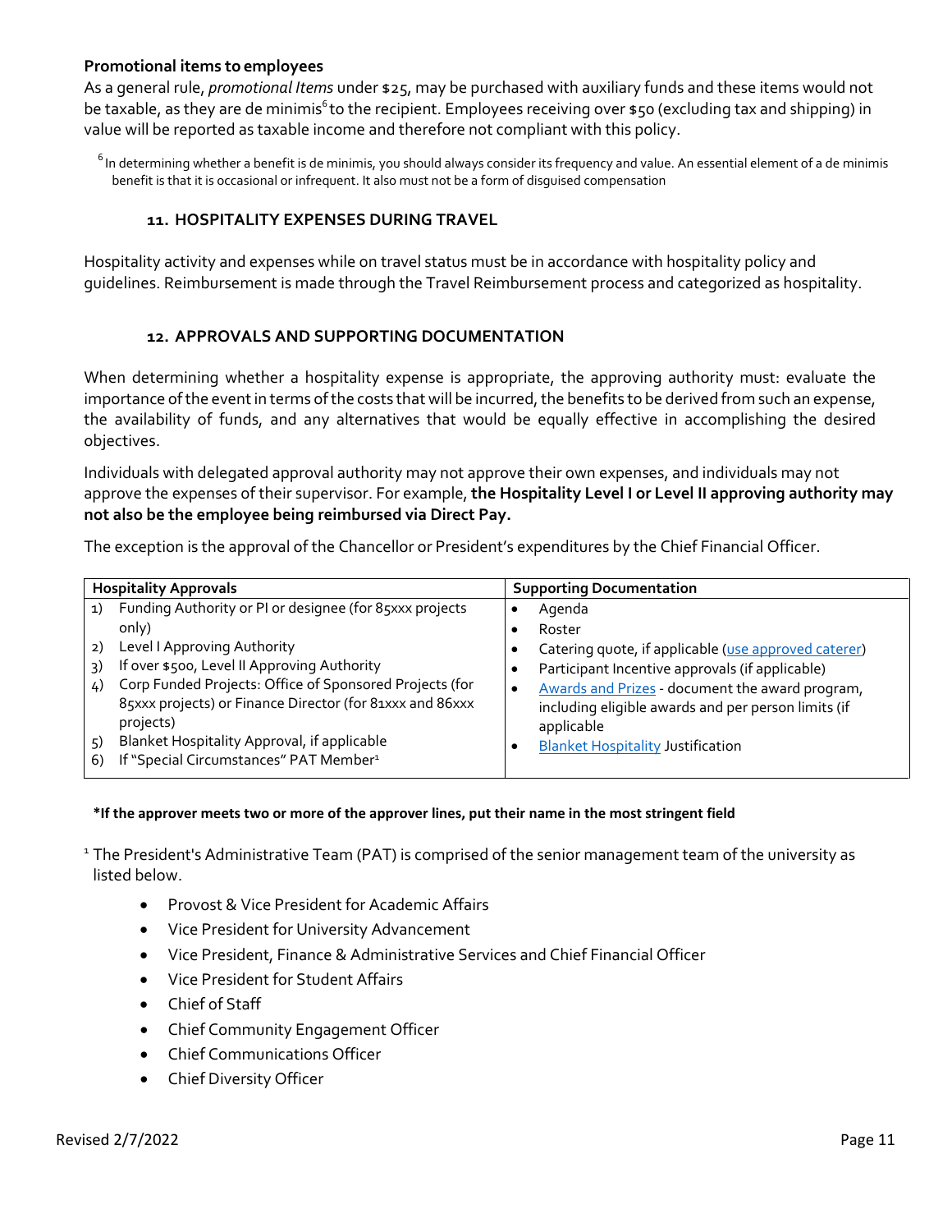**Promotional items to employees**

As a general rule, *promotional Items* under $25, may be purchased with auxiliary funds and these items would not be taxable, as they are de minimis[6] to the recipient. Employees receiving over $50 (excluding tax and shipping) in value will be reported as taxable income and therefore not compliant with this policy.

[6] In determining whether a benefit is de minimis, you should always consider its frequency and value. An essential element of a de minimis benefit is that it is occasional or infrequent. It also must not be a form of disguised compensation

### 11. HOSPITALITY EXPENSES DURING TRAVEL

Hospitality activity and expenses while on travel status must be in accordance with hospitality policy and guidelines. Reimbursement is made through the Travel Reimbursement process and categorized as hospitality.

### 12. APPROVALS AND SUPPORTING DOCUMENTATION

When determining whether a hospitality expense is appropriate, the approving authority must: evaluate the importance of the event in terms of the costs that will be incurred, the benefits to be derived from such an expense, the availability of funds, and any alternatives that would be equally effective in accomplishing the desired objectives.

Individuals with delegated approval authority may not approve their own expenses, and individuals may not approve the expenses of their supervisor. For example, **the Hospitality Level I or Level II approving authority may not also be the employee being reimbursed via Direct Pay.**

The exception is the approval of the Chancellor or President's expenditures by the Chief Financial Officer.

| Hospitality Approvals | Supporting Documentation |
|---|---|
| 1) Funding Authority or PI or designee (for 85xxx projects only)<br>2) Level I Approving Authority<br>3) If over $500, Level II Approving Authority<br>4) Corp Funded Projects: Office of Sponsored Projects (for 85xxx projects) or Finance Director (for 81xxx and 86xxx projects)<br>5) Blanket Hospitality Approval, if applicable<br>6) If "Special Circumstances" PAT Member[1] | • Agenda<br>• Roster<br>• Catering quote, if applicable (use approved caterer)<br>• Participant Incentive approvals (if applicable)<br>• Awards and Prizes - document the award program, including eligible awards and per person limits (if applicable<br>• Blanket Hospitality Justification |

***If the approver meets two or more of the approver lines, put their name in the most stringent field**

[1] The President's Administrative Team (PAT) is comprised of the senior management team of the university as listed below.

- Provost & Vice President for Academic Affairs
- Vice President for University Advancement
- Vice President, Finance & Administrative Services and Chief Financial Officer
- Vice President for Student Affairs
- Chief of Staff
- Chief Community Engagement Officer
- Chief Communications Officer
- Chief Diversity Officer

Revised 2/7/2022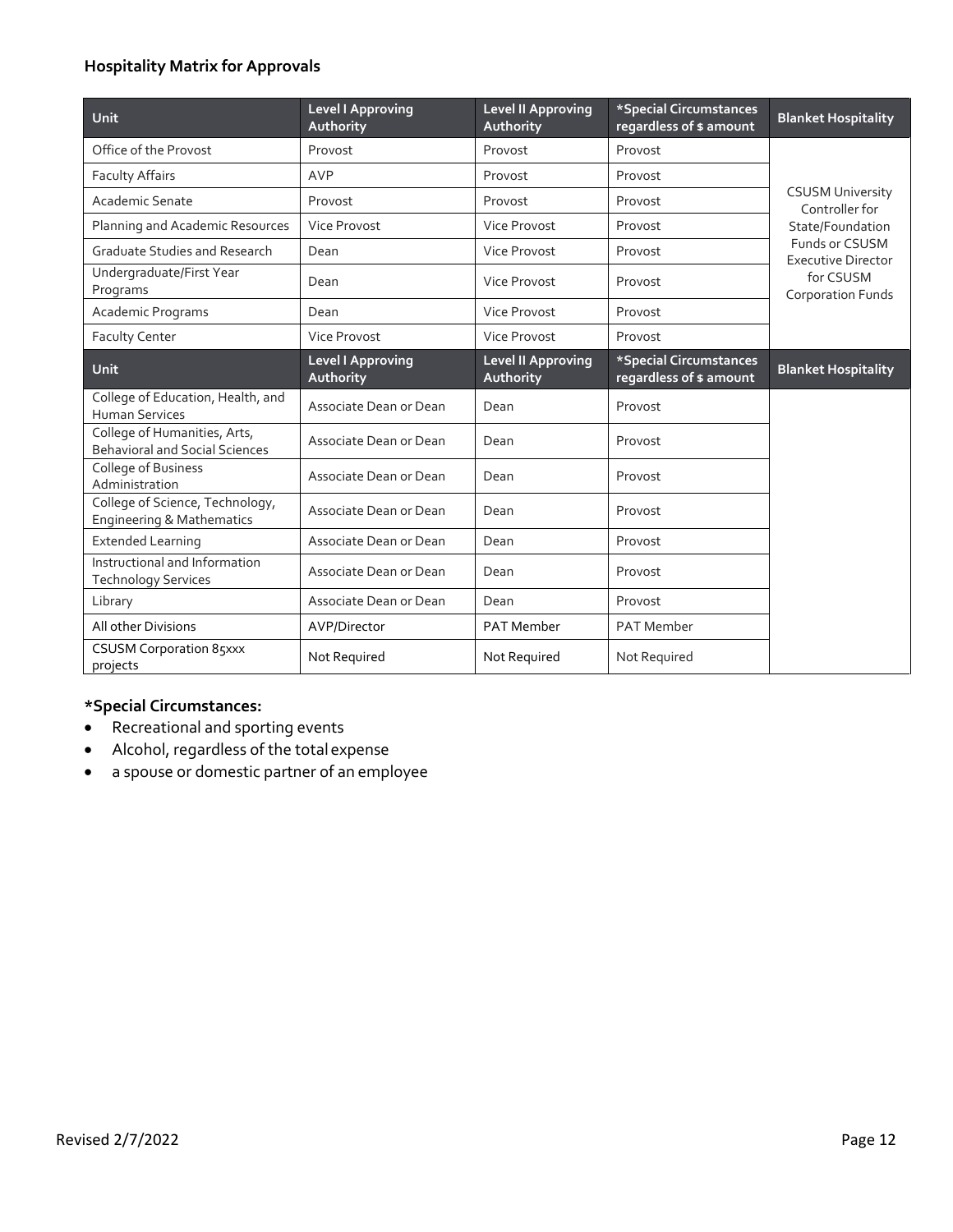### Hospitality Matrix for Approvals

| Unit | Level I Approving Authority | Level II Approving Authority | *Special Circumstances regardless of $ amount | Blanket Hospitality |
|---|---|---|---|---|
| Office of the Provost | Provost | Provost | Provost | CSUSM University Controller for State/Foundation Funds or CSUSM Executive Director for CSUSM Corporation Funds |
| Faculty Affairs | AVP | Provost | Provost | |
| Academic Senate | Provost | Provost | Provost | |
| Planning and Academic Resources | Vice Provost | Vice Provost | Provost | |
| Graduate Studies and Research | Dean | Vice Provost | Provost | |
| Undergraduate/First Year Programs | Dean | Vice Provost | Provost | |
| Academic Programs | Dean | Vice Provost | Provost | |
| Faculty Center | Vice Provost | Vice Provost | Provost | |
| **Unit** | **Level I Approving Authority** | **Level II Approving Authority** | ***Special Circumstances regardless of $ amount** | **Blanket Hospitality** |
| College of Education, Health, and Human Services | Associate Dean or Dean | Dean | Provost | |
| College of Humanities, Arts, Behavioral and Social Sciences | Associate Dean or Dean | Dean | Provost | |
| College of Business Administration | Associate Dean or Dean | Dean | Provost | |
| College of Science, Technology, Engineering & Mathematics | Associate Dean or Dean | Dean | Provost | |
| Extended Learning | Associate Dean or Dean | Dean | Provost | |
| Instructional and Information Technology Services | Associate Dean or Dean | Dean | Provost | |
| Library | Associate Dean or Dean | Dean | Provost | |
| All other Divisions | AVP/Director | PAT Member | PAT Member | |
| CSUSM Corporation 85xxx projects | Not Required | Not Required | Not Required | |

**\*Special Circumstances:**

- Recreational and sporting events
- Alcohol, regardless of the total expense
- a spouse or domestic partner of an employee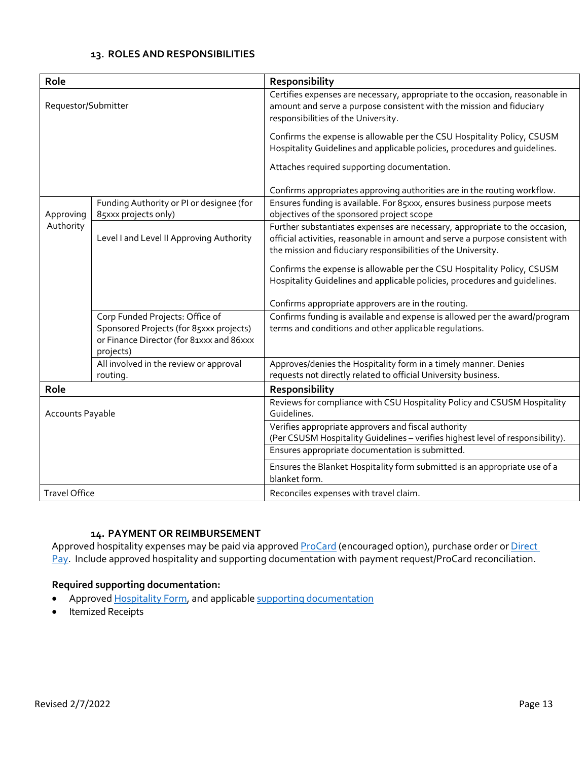## 13. ROLES AND RESPONSIBILITIES

| Role | | Responsibility |
|---|---|---|
| Requestor/Submitter | | Certifies expenses are necessary, appropriate to the occasion, reasonable in amount and serve a purpose consistent with the mission and fiduciary responsibilities of the University.<br><br>Confirms the expense is allowable per the CSU Hospitality Policy, CSUSM Hospitality Guidelines and applicable policies, procedures and guidelines.<br><br>Attaches required supporting documentation.<br><br>Confirms appropriates approving authorities are in the routing workflow. |
| Approving Authority | Funding Authority or PI or designee (for 85xxx projects only) | Ensures funding is available. For 85xxx, ensures business purpose meets objectives of the sponsored project scope |
| | Level I and Level II Approving Authority | Further substantiates expenses are necessary, appropriate to the occasion, official activities, reasonable in amount and serve a purpose consistent with the mission and fiduciary responsibilities of the University.<br><br>Confirms the expense is allowable per the CSU Hospitality Policy, CSUSM Hospitality Guidelines and applicable policies, procedures and guidelines.<br><br>Confirms appropriate approvers are in the routing. |
| | Corp Funded Projects: Office of Sponsored Projects (for 85xxx projects) or Finance Director (for 81xxx and 86xxx projects) | Confirms funding is available and expense is allowed per the award/program terms and conditions and other applicable regulations. |
| | All involved in the review or approval routing. | Approves/denies the Hospitality form in a timely manner. Denies requests not directly related to official University business. |
| **Role** | | **Responsibility** |
| Accounts Payable | | Reviews for compliance with CSU Hospitality Policy and CSUSM Hospitality Guidelines. |
| | | Verifies appropriate approvers and fiscal authority<br>(Per CSUSM Hospitality Guidelines – verifies highest level of responsibility). |
| | | Ensures appropriate documentation is submitted. |
| | | Ensures the Blanket Hospitality form submitted is an appropriate use of a blanket form. |
| Travel Office | | Reconciles expenses with travel claim. |

## 14. PAYMENT OR REIMBURSEMENT

Approved hospitality expenses may be paid via approved ProCard (encouraged option), purchase order or Direct Pay. Include approved hospitality and supporting documentation with payment request/ProCard reconciliation.

**Required supporting documentation:**

- Approved Hospitality Form, and applicable supporting documentation
- Itemized Receipts

Revised 2/7/2022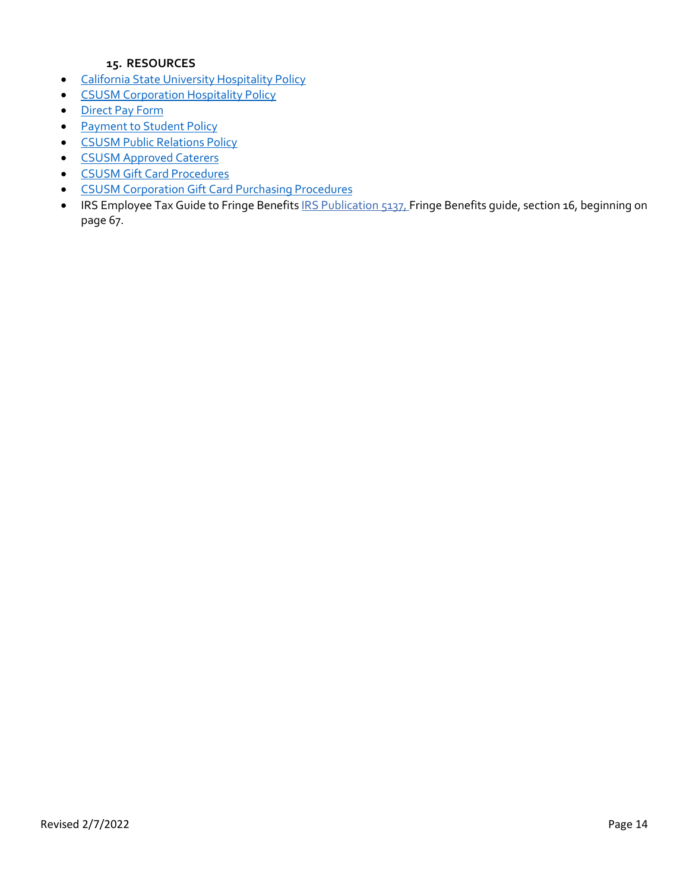## 15. RESOURCES

- California State University Hospitality Policy
- CSUSM Corporation Hospitality Policy
- Direct Pay Form
- Payment to Student Policy
- CSUSM Public Relations Policy
- CSUSM Approved Caterers
- CSUSM Gift Card Procedures
- CSUSM Corporation Gift Card Purchasing Procedures
- IRS Employee Tax Guide to Fringe Benefits IRS Publication 5137, Fringe Benefits guide, section 16, beginning on page 67.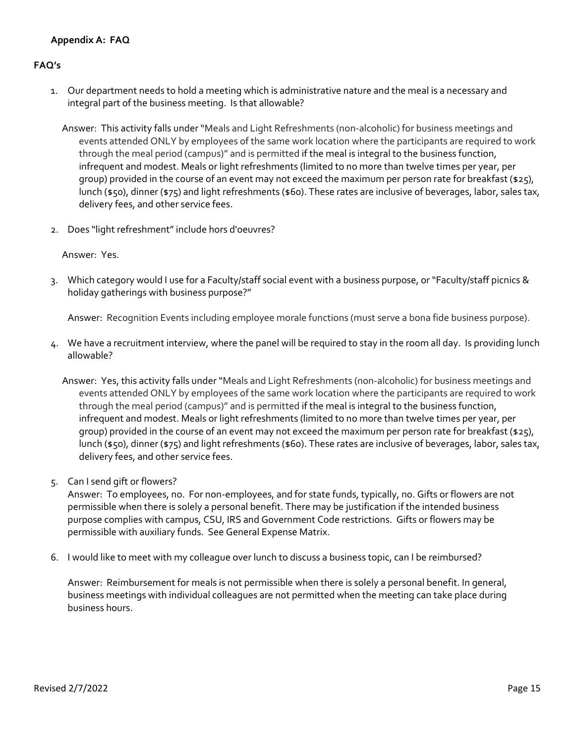## Appendix A: FAQ

### FAQ's

1. Our department needs to hold a meeting which is administrative nature and the meal is a necessary and integral part of the business meeting. Is that allowable?

   Answer: This activity falls under "Meals and Light Refreshments (non-alcoholic) for business meetings and events attended ONLY by employees of the same work location where the participants are required to work through the meal period (campus)" and is permitted if the meal is integral to the business function, infrequent and modest. Meals or light refreshments (limited to no more than twelve times per year, per group) provided in the course of an event may not exceed the maximum per person rate for breakfast ($25), lunch ($50), dinner ($75) and light refreshments ($60). These rates are inclusive of beverages, labor, sales tax, delivery fees, and other service fees.

2. Does "light refreshment" include hors d'oeuvres?

   Answer: Yes.

3. Which category would I use for a Faculty/staff social event with a business purpose, or "Faculty/staff picnics & holiday gatherings with business purpose?"

   Answer: Recognition Events including employee morale functions (must serve a bona fide business purpose).

4. We have a recruitment interview, where the panel will be required to stay in the room all day. Is providing lunch allowable?

   Answer: Yes, this activity falls under "Meals and Light Refreshments (non-alcoholic) for business meetings and events attended ONLY by employees of the same work location where the participants are required to work through the meal period (campus)" and is permitted if the meal is integral to the business function, infrequent and modest. Meals or light refreshments (limited to no more than twelve times per year, per group) provided in the course of an event may not exceed the maximum per person rate for breakfast ($25), lunch ($50), dinner ($75) and light refreshments ($60). These rates are inclusive of beverages, labor, sales tax, delivery fees, and other service fees.

5. Can I send gift or flowers?
   Answer: To employees, no. For non-employees, and for state funds, typically, no. Gifts or flowers are not permissible when there is solely a personal benefit. There may be justification if the intended business purpose complies with campus, CSU, IRS and Government Code restrictions. Gifts or flowers may be permissible with auxiliary funds. See General Expense Matrix.

6. I would like to meet with my colleague over lunch to discuss a business topic, can I be reimbursed?

   Answer: Reimbursement for meals is not permissible when there is solely a personal benefit. In general, business meetings with individual colleagues are not permitted when the meeting can take place during business hours.

Revised 2/7/2022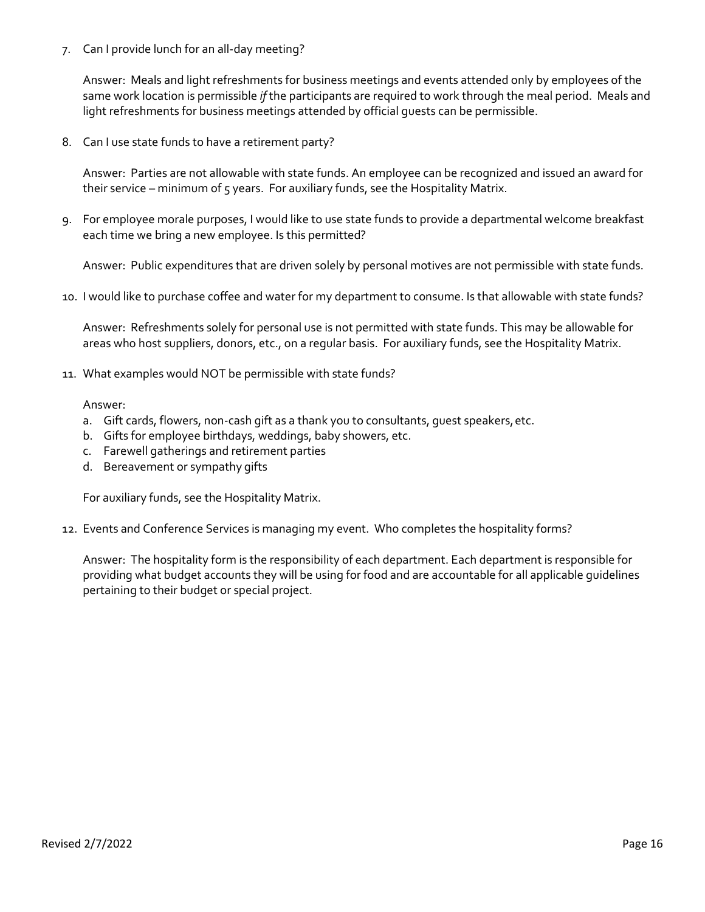7. Can I provide lunch for an all-day meeting?

   Answer: Meals and light refreshments for business meetings and events attended only by employees of the same work location is permissible *if* the participants are required to work through the meal period. Meals and light refreshments for business meetings attended by official guests can be permissible.

8. Can I use state funds to have a retirement party?

   Answer: Parties are not allowable with state funds. An employee can be recognized and issued an award for their service – minimum of 5 years. For auxiliary funds, see the Hospitality Matrix.

9. For employee morale purposes, I would like to use state funds to provide a departmental welcome breakfast each time we bring a new employee. Is this permitted?

   Answer: Public expenditures that are driven solely by personal motives are not permissible with state funds.

10. I would like to purchase coffee and water for my department to consume. Is that allowable with state funds?

    Answer: Refreshments solely for personal use is not permitted with state funds. This may be allowable for areas who host suppliers, donors, etc., on a regular basis. For auxiliary funds, see the Hospitality Matrix.

11. What examples would NOT be permissible with state funds?

    Answer:

    a. Gift cards, flowers, non-cash gift as a thank you to consultants, guest speakers, etc.
    b. Gifts for employee birthdays, weddings, baby showers, etc.
    c. Farewell gatherings and retirement parties
    d. Bereavement or sympathy gifts

    For auxiliary funds, see the Hospitality Matrix.

12. Events and Conference Services is managing my event. Who completes the hospitality forms?

    Answer: The hospitality form is the responsibility of each department. Each department is responsible for providing what budget accounts they will be using for food and are accountable for all applicable guidelines pertaining to their budget or special project.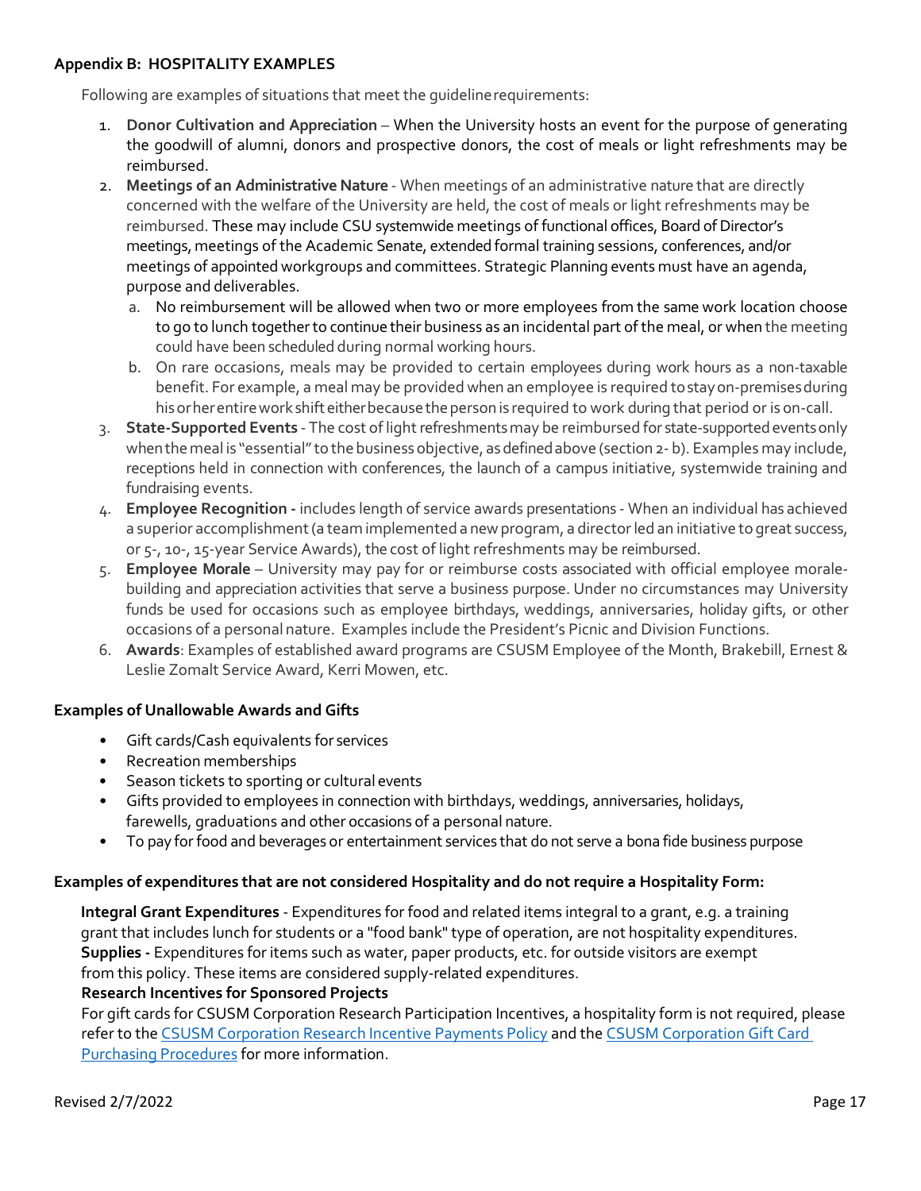### Appendix B: HOSPITALITY EXAMPLES

Following are examples of situations that meet the guideline requirements:

1. **Donor Cultivation and Appreciation** – When the University hosts an event for the purpose of generating the goodwill of alumni, donors and prospective donors, the cost of meals or light refreshments may be reimbursed.
2. **Meetings of an Administrative Nature** - When meetings of an administrative nature that are directly concerned with the welfare of the University are held, the cost of meals or light refreshments may be reimbursed. These may include CSU systemwide meetings of functional offices, Board of Director's meetings, meetings of the Academic Senate, extended formal training sessions, conferences, and/or meetings of appointed workgroups and committees. Strategic Planning events must have an agenda, purpose and deliverables.
   a. No reimbursement will be allowed when two or more employees from the same work location choose to go to lunch together to continue their business as an incidental part of the meal, or when the meeting could have been scheduled during normal working hours.
   b. On rare occasions, meals may be provided to certain employees during work hours as a non-taxable benefit. For example, a meal may be provided when an employee is required to stay on-premises during his or her entire work shift either because the person is required to work during that period or is on-call.
3. **State-Supported Events** - The cost of light refreshments may be reimbursed for state-supported events only when the meal is "essential" to the business objective, as defined above (section 2- b). Examples may include, receptions held in connection with conferences, the launch of a campus initiative, systemwide training and fundraising events.
4. **Employee Recognition -** includes length of service awards presentations - When an individual has achieved a superior accomplishment (a team implemented a new program, a director led an initiative to great success, or 5-, 10-, 15-year Service Awards), the cost of light refreshments may be reimbursed.
5. **Employee Morale** – University may pay for or reimburse costs associated with official employee morale-building and appreciation activities that serve a business purpose. Under no circumstances may University funds be used for occasions such as employee birthdays, weddings, anniversaries, holiday gifts, or other occasions of a personal nature. Examples include the President's Picnic and Division Functions.
6. **Awards**: Examples of established award programs are CSUSM Employee of the Month, Brakebill, Ernest & Leslie Zomalt Service Award, Kerri Mowen, etc.

### Examples of Unallowable Awards and Gifts

- Gift cards/Cash equivalents for services
- Recreation memberships
- Season tickets to sporting or cultural events
- Gifts provided to employees in connection with birthdays, weddings, anniversaries, holidays, farewells, graduations and other occasions of a personal nature.
- To pay for food and beverages or entertainment services that do not serve a bona fide business purpose

### Examples of expenditures that are not considered Hospitality and do not require a Hospitality Form:

**Integral Grant Expenditures** - Expenditures for food and related items integral to a grant, e.g. a training grant that includes lunch for students or a "food bank" type of operation, are not hospitality expenditures.
**Supplies -** Expenditures for items such as water, paper products, etc. for outside visitors are exempt from this policy. These items are considered supply-related expenditures.
**Research Incentives for Sponsored Projects**
For gift cards for CSUSM Corporation Research Participation Incentives, a hospitality form is not required, please refer to the CSUSM Corporation Research Incentive Payments Policy and the CSUSM Corporation Gift Card Purchasing Procedures for more information.

Revised 2/7/2022